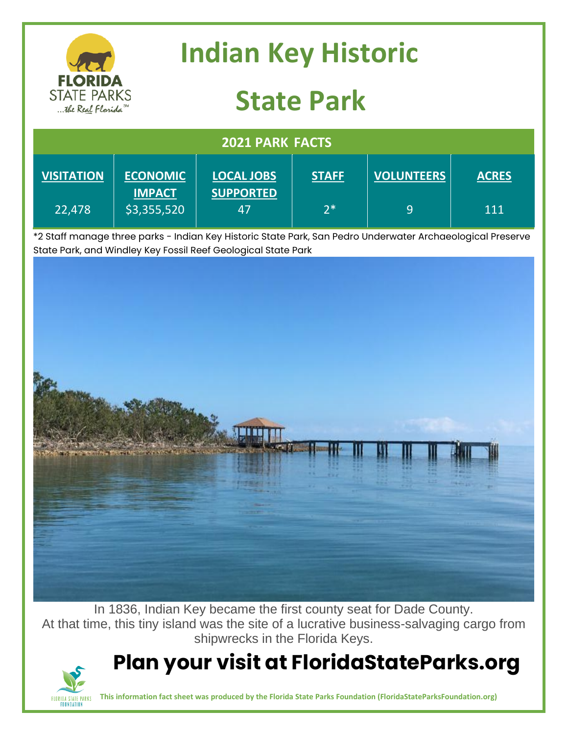# Indian Key Historic State Park

## 2021 PARK FACTS

| VISITATION | ECONOMIC IMPACT | LOCAL JOBS SUPPORTED | STAFF | VOLUNTEERS | ACRES |
|---|---|---|---|---|---|
| 22,478 | $3,355,520 | 47 | 2* | 9 | 111 |

*2 Staff manage three parks - Indian Key Historic State Park, San Pedro Underwater Archaeological Preserve State Park, and Windley Key Fossil Reef Geological State Park

In 1836, Indian Key became the first county seat for Dade County. At that time, this tiny island was the site of a lucrative business-salvaging cargo from shipwrecks in the Florida Keys.

## Plan your visit at FloridaStateParks.org

**This information fact sheet was produced by the Florida State Parks Foundation (FloridaStateParksFoundation.org)**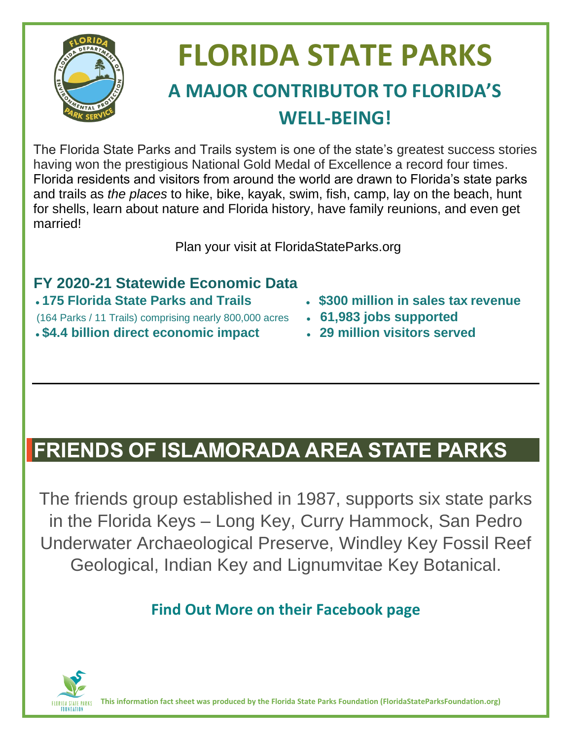# FLORIDA STATE PARKS

## A MAJOR CONTRIBUTOR TO FLORIDA'S WELL-BEING!

The Florida State Parks and Trails system is one of the state's greatest success stories having won the prestigious National Gold Medal of Excellence a record four times. Florida residents and visitors from around the world are drawn to Florida's state parks and trails as *the places* to hike, bike, kayak, swim, fish, camp, lay on the beach, hunt for shells, learn about nature and Florida history, have family reunions, and even get married!

Plan your visit at FloridaStateParks.org

### FY 2020-21 Statewide Economic Data

- **175 Florida State Parks and Trails**
  (164 Parks / 11 Trails) comprising nearly 800,000 acres
- **$4.4 billion direct economic impact**
- **$300 million in sales tax revenue**
- **61,983 jobs supported**
- **29 million visitors served**

---

## FRIENDS OF ISLAMORADA AREA STATE PARKS

The friends group established in 1987, supports six state parks in the Florida Keys – Long Key, Curry Hammock, San Pedro Underwater Archaeological Preserve, Windley Key Fossil Reef Geological, Indian Key and Lignumvitae Key Botanical.

**Find Out More on their Facebook page**

This information fact sheet was produced by the Florida State Parks Foundation (FloridaStateParksFoundation.org)